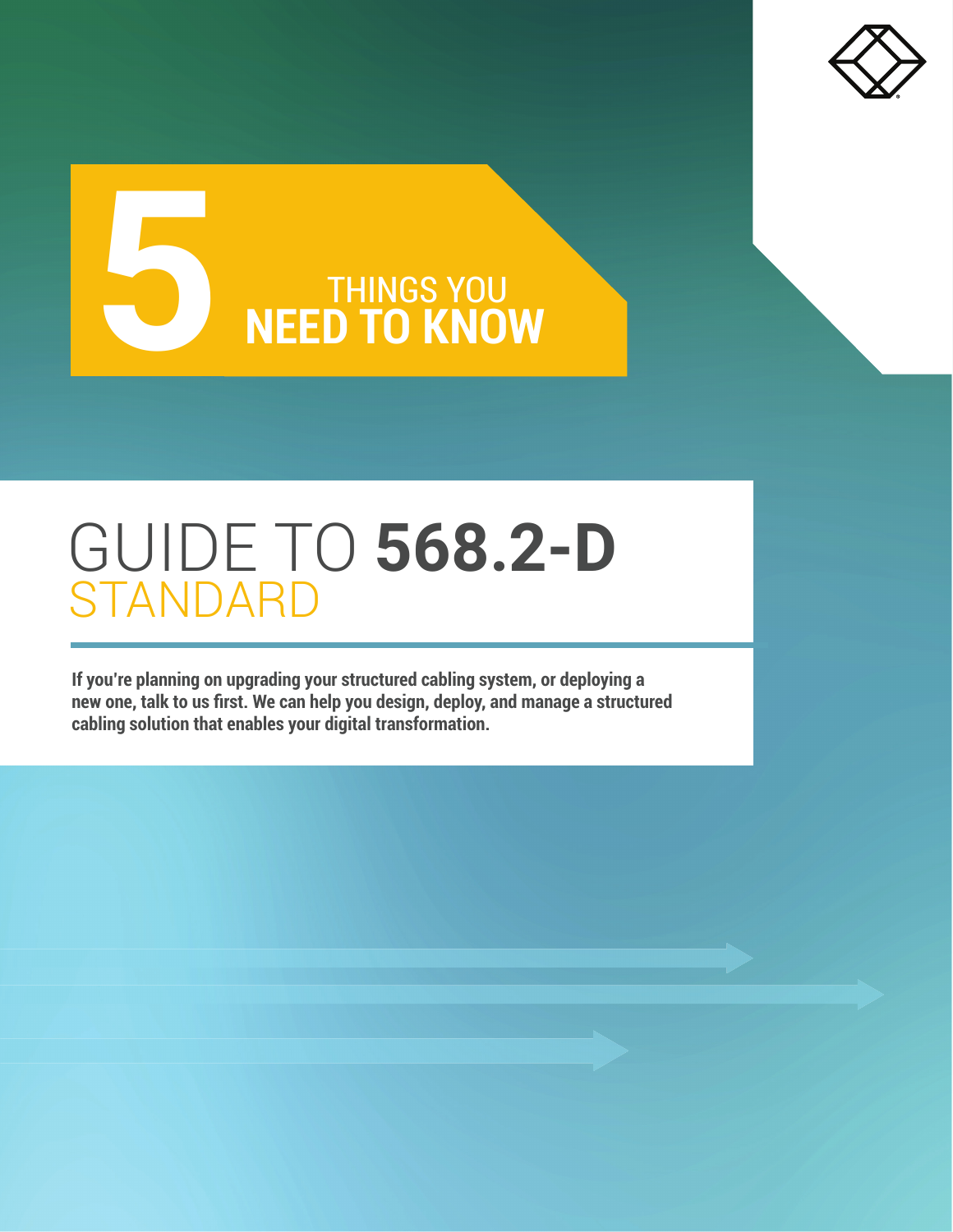# 5 THINGS YOU NEED TO KNOW

# GUIDE TO **568.2-D** STANDARD

**If you're planning on upgrading your structured cabling system, or deploying a new one, talk to us first. We can help you design, deploy, and manage a structured cabling solution that enables your digital transformation.**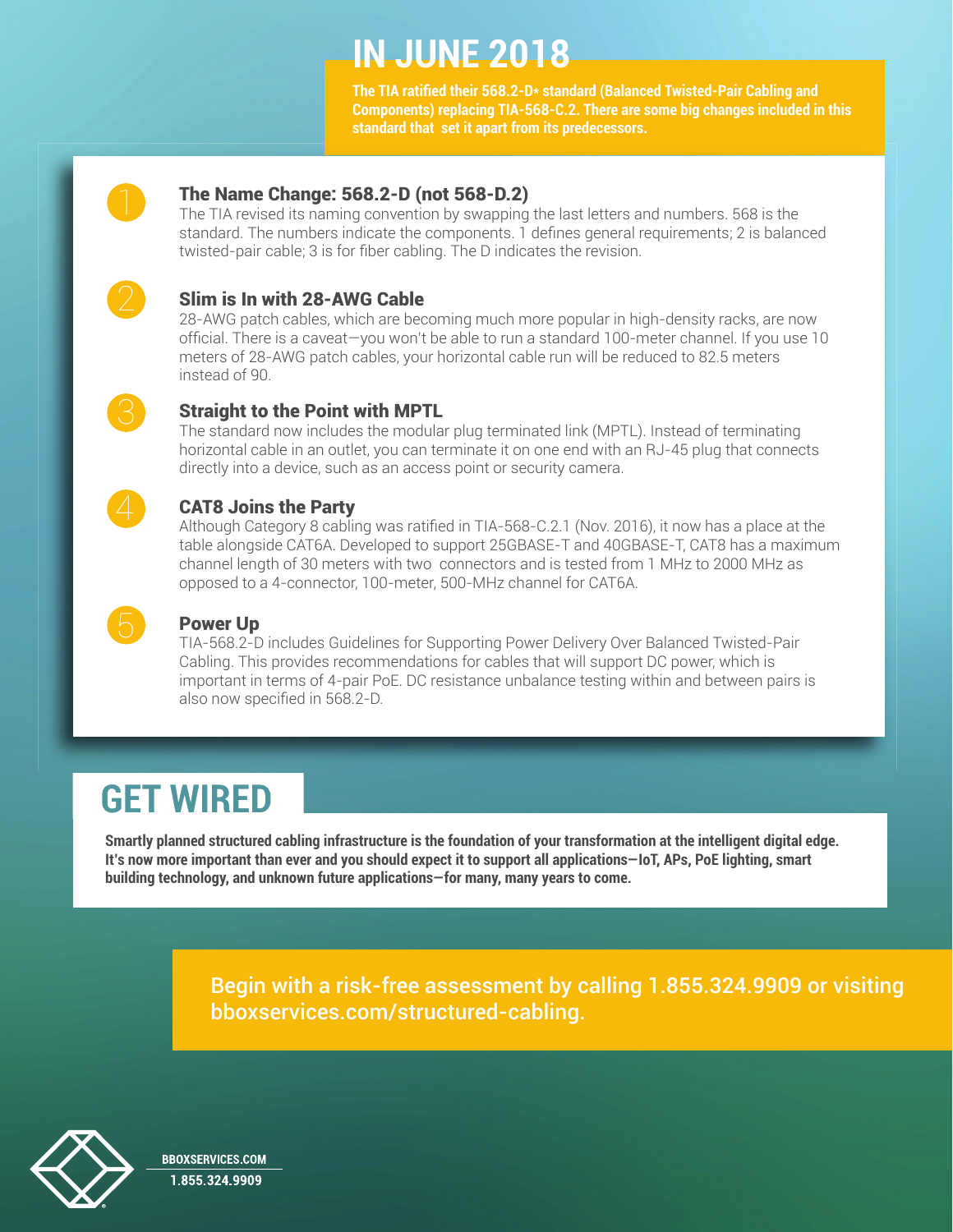# IN JUNE 2018

**The TIA ratified their 568.2-D* standard (Balanced Twisted-Pair Cabling and Components) replacing TIA-568-C.2. There are some big changes included in this standard that set it apart from its predecessors.**

1. **The Name Change: 568.2-D (not 568-D.2)**
   The TIA revised its naming convention by swapping the last letters and numbers. 568 is the standard. The numbers indicate the components. 1 defines general requirements; 2 is balanced twisted-pair cable; 3 is for fiber cabling. The D indicates the revision.

2. **Slim is In with 28-AWG Cable**
   28-AWG patch cables, which are becoming much more popular in high-density racks, are now official. There is a caveat—you won't be able to run a standard 100-meter channel. If you use 10 meters of 28-AWG patch cables, your horizontal cable run will be reduced to 82.5 meters instead of 90.

3. **Straight to the Point with MPTL**
   The standard now includes the modular plug terminated link (MPTL). Instead of terminating horizontal cable in an outlet, you can terminate it on one end with an RJ-45 plug that connects directly into a device, such as an access point or security camera.

4. **CAT8 Joins the Party**
   Although Category 8 cabling was ratified in TIA-568-C.2.1 (Nov. 2016), it now has a place at the table alongside CAT6A. Developed to support 25GBASE-T and 40GBASE-T, CAT8 has a maximum channel length of 30 meters with two connectors and is tested from 1 MHz to 2000 MHz as opposed to a 4-connector, 100-meter, 500-MHz channel for CAT6A.

5. **Power Up**
   TIA-568.2-D includes Guidelines for Supporting Power Delivery Over Balanced Twisted-Pair Cabling. This provides recommendations for cables that will support DC power, which is important in terms of 4-pair PoE. DC resistance unbalance testing within and between pairs is also now specified in 568.2-D.

## GET WIRED

**Smartly planned structured cabling infrastructure is the foundation of your transformation at the intelligent digital edge. It's now more important than ever and you should expect it to support all applications—IoT, APs, PoE lighting, smart building technology, and unknown future applications—for many, many years to come.**

Begin with a risk-free assessment by calling 1.855.324.9909 or visiting bboxservices.com/structured-cabling.

BBOXSERVICES.COM
1.855.324.9909